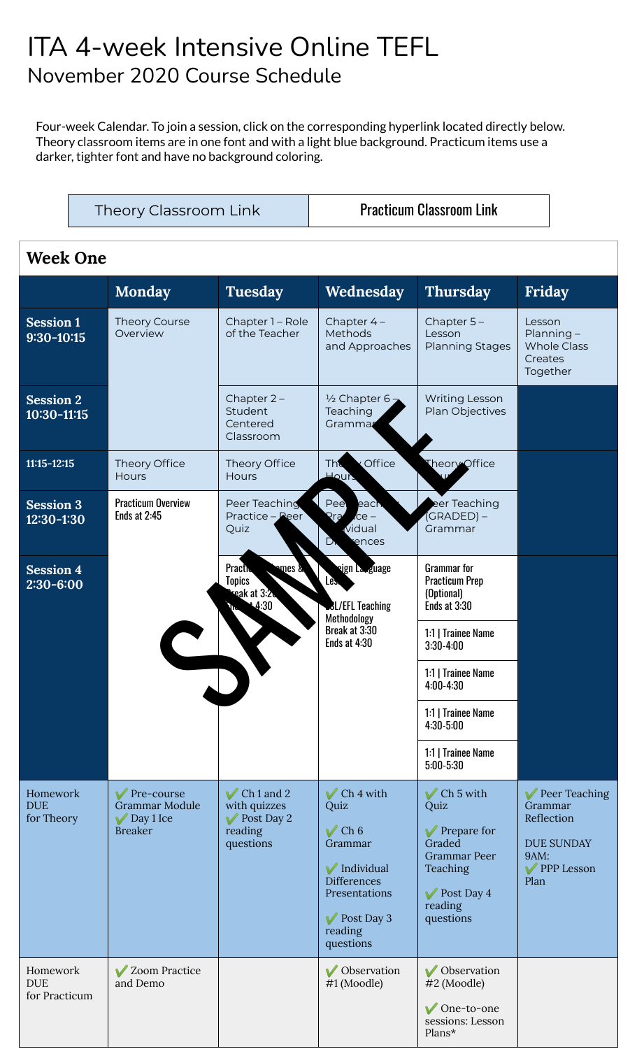# ITA 4-week Intensive Online TEFL

## November 2020 Course Schedule

Four-week Calendar. To join a session, click on the corresponding hyperlink located directly below. Theory classroom items are in one font and with a light blue background. Practicum items use a darker, tighter font and have no background coloring.

| Theory Classroom Link | Practicum Classroom Link |
|---|---|

### Week One

| | Monday | Tuesday | Wednesday | Thursday | Friday |
|---|---|---|---|---|---|
| **Session 1 9:30-10:15** | Theory Course Overview | Chapter 1 – Role of the Teacher | Chapter 4 – Methods and Approaches | Chapter 5 – Lesson Planning Stages | Lesson Planning – Whole Class Creates Together |
| **Session 2 10:30-11:15** | | Chapter 2 – Student Centered Classroom | ½ Chapter 6 – Teaching Grammar | Writing Lesson Plan Objectives | |
| **11:15-12:15** | Theory Office Hours | Theory Office Hours | Theory Office Hours | Theory Office Hours | |
| **Session 3 12:30-1:30** | Practicum Overview Ends at 2:45 | Peer Teaching Practice – Peer Quiz | Peer Teaching Practice – Individual Differences | Peer Teaching (GRADED) – Grammar | |
| **Session 4 2:30-6:00** | | Practicum Themes & Topics Break at 3:20 Ends at 4:30 | Foreign Language Lesson<br>ESL/EFL Teaching Methodology Break at 3:30 Ends at 4:30 | Grammar for Practicum Prep (Optional) Ends at 3:30<br>1:1 \| Trainee Name 3:30-4:00<br>1:1 \| Trainee Name 4:00-4:30<br>1:1 \| Trainee Name 4:30-5:00<br>1:1 \| Trainee Name 5:00-5:30 | |
| Homework DUE for Theory | ✔ Pre-course Grammar Module<br>✔ Day 1 Ice Breaker | ✔ Ch 1 and 2 with quizzes<br>✔ Post Day 2 reading questions | ✔ Ch 4 with Quiz<br>✔ Ch 6 Grammar<br>✔ Individual Differences Presentations<br>✔ Post Day 3 reading questions | ✔ Ch 5 with Quiz<br>✔ Prepare for Graded Grammar Peer Teaching<br>✔ Post Day 4 reading questions | ✔ Peer Teaching Grammar Reflection<br>DUE SUNDAY 9AM:<br>✔ PPP Lesson Plan |
| Homework DUE for Practicum | ✔ Zoom Practice and Demo | | ✔ Observation #1 (Moodle) | ✔ Observation #2 (Moodle)<br>✔ One-to-one sessions: Lesson Plans* | |

SAMPLE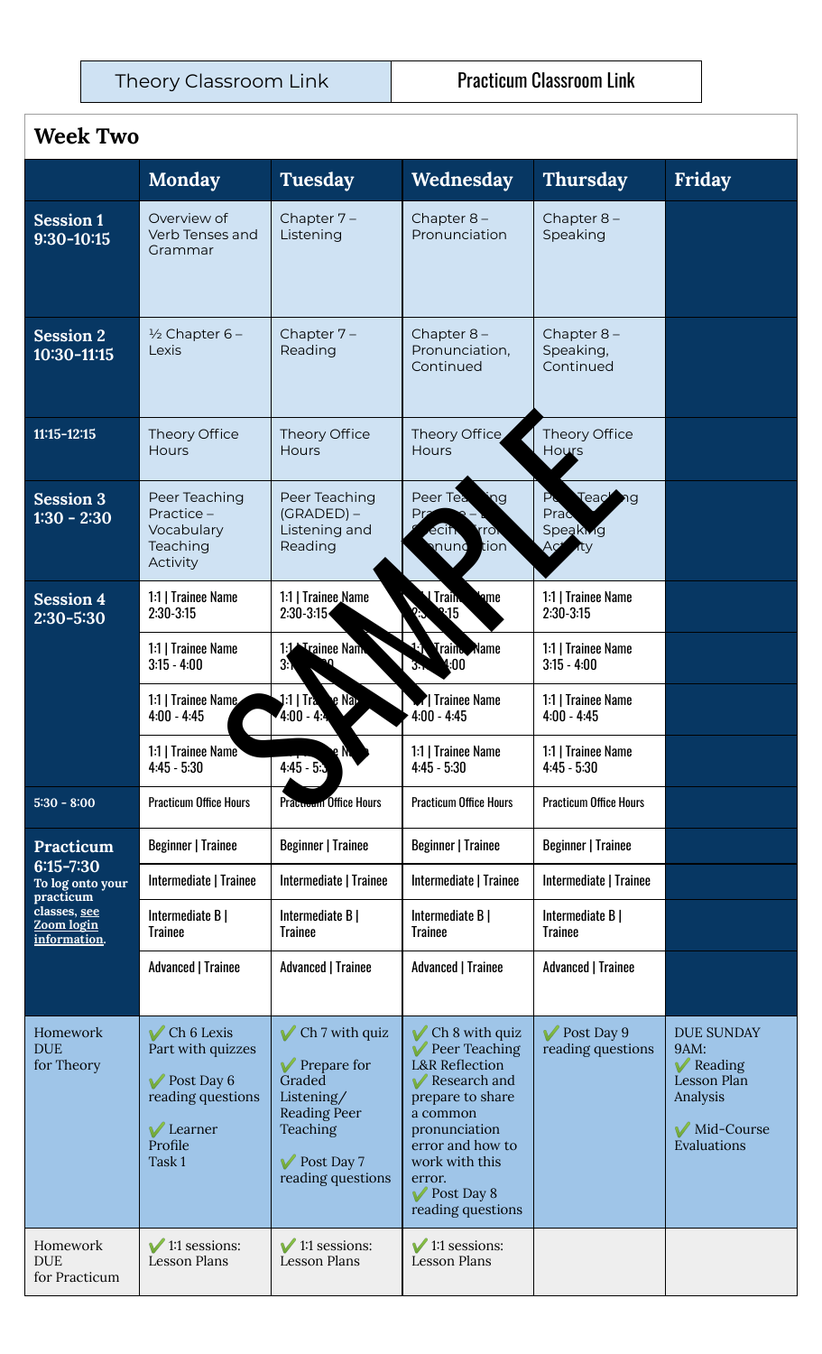| Theory Classroom Link | Practicum Classroom Link |
|---|---|

## Week Two

| | Monday | Tuesday | Wednesday | Thursday | Friday |
|---|---|---|---|---|---|
| **Session 1 9:30-10:15** | Overview of Verb Tenses and Grammar | Chapter 7 – Listening | Chapter 8 – Pronunciation | Chapter 8 – Speaking | |
| **Session 2 10:30-11:15** | ½ Chapter 6 – Lexis | Chapter 7 – Reading | Chapter 8 – Pronunciation, Continued | Chapter 8 – Speaking, Continued | |
| 11:15-12:15 | Theory Office Hours | Theory Office Hours | Theory Office Hours | Theory Office Hours | |
| **Session 3 1:30 - 2:30** | Peer Teaching Practice – Vocabulary Teaching Activity | Peer Teaching (GRADED) – Listening and Reading | Peer Teaching Practice – Specific Error Pronunciation | Peer Teaching Practice – Speaking Activity | |
| **Session 4 2:30-5:30** | 1:1 \| Trainee Name 2:30-3:15 | 1:1 \| Trainee Name 2:30-3:15 | 1:1 \| Trainee Name 2:30-3:15 | 1:1 \| Trainee Name 2:30-3:15 | |
| | 1:1 \| Trainee Name 3:15 - 4:00 | 1:1 \| Trainee Name 3:15 - 4:00 | 1:1 \| Trainee Name 3:15 - 4:00 | 1:1 \| Trainee Name 3:15 - 4:00 | |
| | 1:1 \| Trainee Name 4:00 - 4:45 | 1:1 \| Trainee Name 4:00 - 4:45 | 1:1 \| Trainee Name 4:00 - 4:45 | 1:1 \| Trainee Name 4:00 - 4:45 | |
| | 1:1 \| Trainee Name 4:45 - 5:30 | 1:1 \| Trainee Name 4:45 - 5:30 | 1:1 \| Trainee Name 4:45 - 5:30 | 1:1 \| Trainee Name 4:45 - 5:30 | |
| 5:30 - 8:00 | Practicum Office Hours | Practicum Office Hours | Practicum Office Hours | Practicum Office Hours | |
| **Practicum 6:15-7:30** To log onto your practicum classes, see Zoom login information. | Beginner \| Trainee | Beginner \| Trainee | Beginner \| Trainee | Beginner \| Trainee | |
| | Intermediate \| Trainee | Intermediate \| Trainee | Intermediate \| Trainee | Intermediate \| Trainee | |
| | Intermediate B \| Trainee | Intermediate B \| Trainee | Intermediate B \| Trainee | Intermediate B \| Trainee | |
| | Advanced \| Trainee | Advanced \| Trainee | Advanced \| Trainee | Advanced \| Trainee | |
| Homework DUE for Theory | ✔ Ch 6 Lexis Part with quizzes<br>✔ Post Day 6 reading questions<br>✔ Learner Profile Task 1 | ✔ Ch 7 with quiz<br>✔ Prepare for Graded Listening/ Reading Peer Teaching<br>✔ Post Day 7 reading questions | ✔ Ch 8 with quiz<br>✔ Peer Teaching L&R Reflection<br>✔ Research and prepare to share a common pronunciation error and how to work with this error.<br>✔ Post Day 8 reading questions | ✔ Post Day 9 reading questions | DUE SUNDAY 9AM:<br>✔ Reading Lesson Plan Analysis<br>✔ Mid-Course Evaluations |
| Homework DUE for Practicum | ✔ 1:1 sessions: Lesson Plans | ✔ 1:1 sessions: Lesson Plans | ✔ 1:1 sessions: Lesson Plans | | |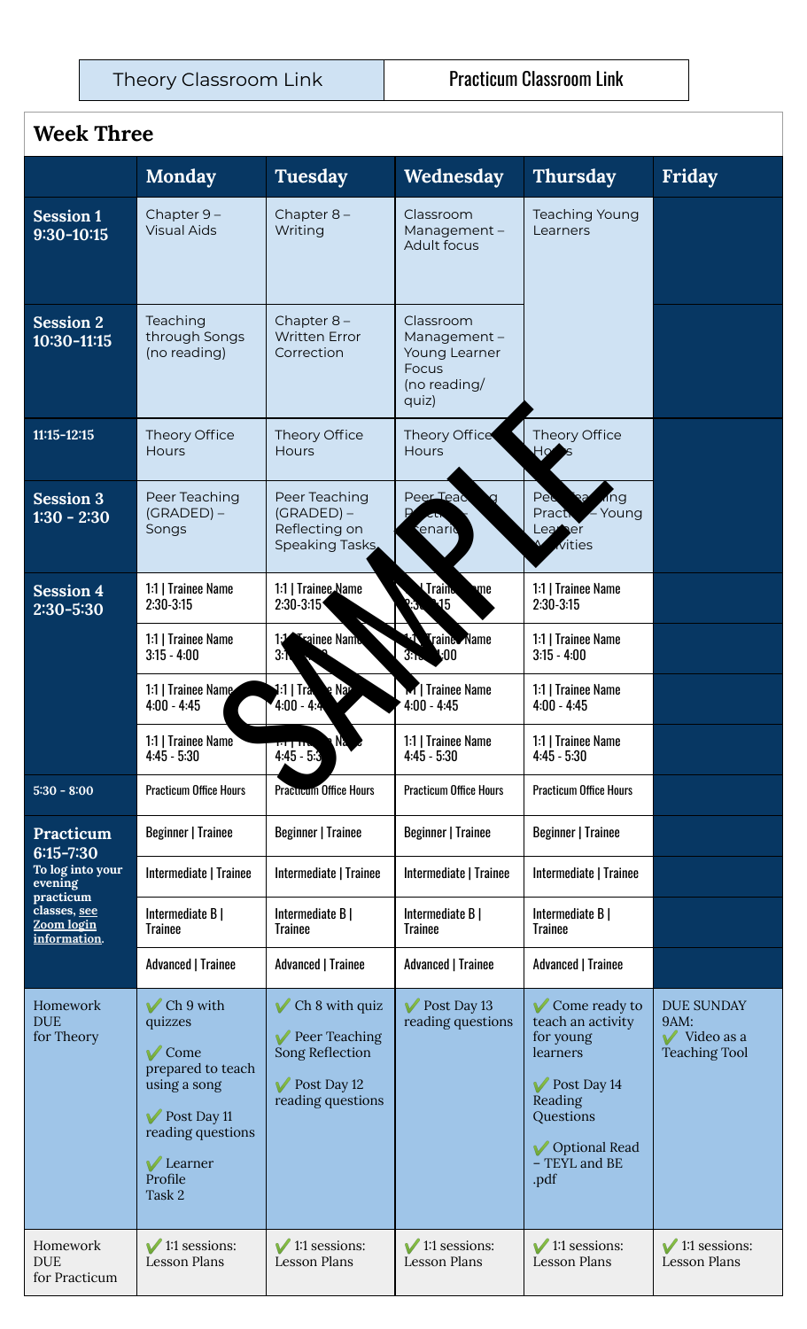| Theory Classroom Link | Practicum Classroom Link |
| --- | --- |

## Week Three

| | Monday | Tuesday | Wednesday | Thursday | Friday |
| --- | --- | --- | --- | --- | --- |
| **Session 1 9:30-10:15** | Chapter 9 – Visual Aids | Chapter 8 – Writing | Classroom Management – Adult focus | Teaching Young Learners | |
| **Session 2 10:30-11:15** | Teaching through Songs (no reading) | Chapter 8 – Written Error Correction | Classroom Management – Young Learner Focus (no reading/ quiz) | | |
| 11:15-12:15 | Theory Office Hours | Theory Office Hours | Theory Office Hours | Theory Office Hours | |
| **Session 3 1:30 - 2:30** | Peer Teaching (GRADED) – Songs | Peer Teaching (GRADED) – Reflecting on Speaking Tasks | Peer Teaching Practice – Scenarios | Peer Teaching Practice – Young Learner Activities | |
| **Session 4 2:30-5:30** | 1:1 \| Trainee Name 2:30-3:15 | 1:1 \| Trainee Name 2:30-3:15 | 1:1 \| Trainee Name 2:30-3:15 | 1:1 \| Trainee Name 2:30-3:15 | |
| | 1:1 \| Trainee Name 3:15 - 4:00 | 1:1 \| Trainee Name 3:15 - 4:00 | 1:1 \| Trainee Name 3:15 - 4:00 | 1:1 \| Trainee Name 3:15 - 4:00 | |
| | 1:1 \| Trainee Name 4:00 - 4:45 | 1:1 \| Trainee Name 4:00 - 4:45 | 1:1 \| Trainee Name 4:00 - 4:45 | 1:1 \| Trainee Name 4:00 - 4:45 | |
| | 1:1 \| Trainee Name 4:45 - 5:30 | 1:1 \| Trainee Name 4:45 - 5:30 | 1:1 \| Trainee Name 4:45 - 5:30 | 1:1 \| Trainee Name 4:45 - 5:30 | |
| 5:30 - 8:00 | Practicum Office Hours | Practicum Office Hours | Practicum Office Hours | Practicum Office Hours | |
| **Practicum 6:15-7:30** To log into your evening practicum classes, see Zoom login information. | Beginner \| Trainee | Beginner \| Trainee | Beginner \| Trainee | Beginner \| Trainee | |
| | Intermediate \| Trainee | Intermediate \| Trainee | Intermediate \| Trainee | Intermediate \| Trainee | |
| | Intermediate B \| Trainee | Intermediate B \| Trainee | Intermediate B \| Trainee | Intermediate B \| Trainee | |
| | Advanced \| Trainee | Advanced \| Trainee | Advanced \| Trainee | Advanced \| Trainee | |
| Homework DUE for Theory | ✔ Ch 9 with quizzes ✔ Come prepared to teach using a song ✔ Post Day 11 reading questions ✔ Learner Profile Task 2 | ✔ Ch 8 with quiz ✔ Peer Teaching Song Reflection ✔ Post Day 12 reading questions | ✔ Post Day 13 reading questions | ✔ Come ready to teach an activity for young learners ✔ Post Day 14 Reading Questions ✔ Optional Read – TEYL and BE .pdf | DUE SUNDAY 9AM: ✔ Video as a Teaching Tool |
| Homework DUE for Practicum | ✔ 1:1 sessions: Lesson Plans | ✔ 1:1 sessions: Lesson Plans | ✔ 1:1 sessions: Lesson Plans | ✔ 1:1 sessions: Lesson Plans | ✔ 1:1 sessions: Lesson Plans |

SAMPLE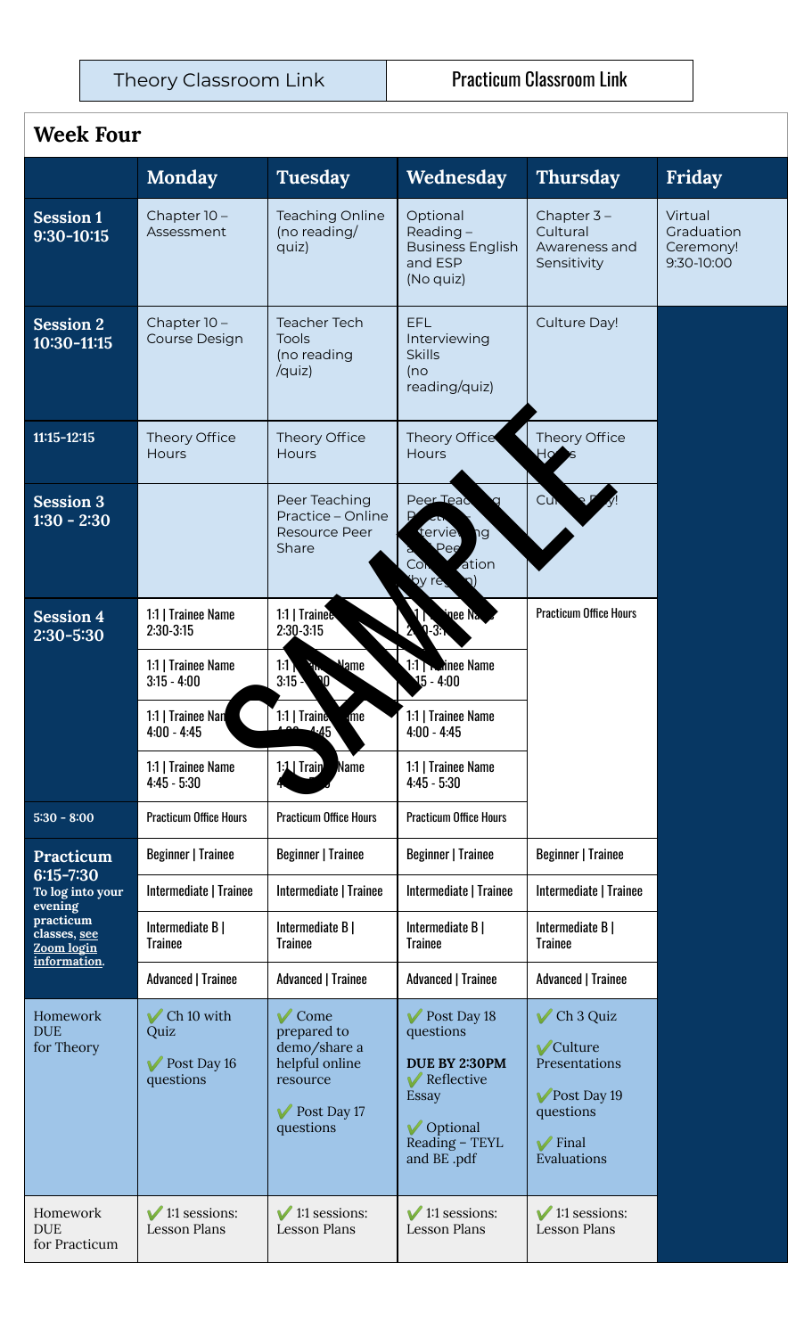| Theory Classroom Link | Practicum Classroom Link |
| --- | --- |

## Week Four

| | Monday | Tuesday | Wednesday | Thursday | Friday |
| --- | --- | --- | --- | --- | --- |
| **Session 1 9:30-10:15** | Chapter 10 – Assessment | Teaching Online (no reading/ quiz) | Optional Reading – Business English and ESP (No quiz) | Chapter 3 – Cultural Awareness and Sensitivity | Virtual Graduation Ceremony! 9:30-10:00 |
| **Session 2 10:30-11:15** | Chapter 10 – Course Design | Teacher Tech Tools (no reading /quiz) | EFL Interviewing Skills (no reading/quiz) | Culture Day! | |
| 11:15-12:15 | Theory Office Hours | Theory Office Hours | Theory Office Hours | Theory Office Hours | |
| **Session 3 1:30 - 2:30** | | Peer Teaching Practice – Online Resource Peer Share | Peer Teaching Practice – Interviewing and Peer Conversation (by region) | Culture Day! | |
| **Session 4 2:30-5:30** | 1:1 \| Trainee Name 2:30-3:15 | 1:1 \| Trainee Name 2:30-3:15 | 1:1 \| Trainee Name 2:30-3:15 | Practicum Office Hours | |
| | 1:1 \| Trainee Name 3:15 - 4:00 | 1:1 \| Trainee Name 3:15 - 4:00 | 1:1 \| Trainee Name 3:15 - 4:00 | | |
| | 1:1 \| Trainee Name 4:00 - 4:45 | 1:1 \| Trainee Name 4:00 - 4:45 | 1:1 \| Trainee Name 4:00 - 4:45 | | |
| | 1:1 \| Trainee Name 4:45 - 5:30 | 1:1 \| Trainee Name 4:45 - 5:30 | 1:1 \| Trainee Name 4:45 - 5:30 | | |
| 5:30 - 8:00 | Practicum Office Hours | Practicum Office Hours | Practicum Office Hours | | |
| **Practicum 6:15-7:30** To log into your evening practicum classes, see Zoom login information. | Beginner \| Trainee | Beginner \| Trainee | Beginner \| Trainee | Beginner \| Trainee | |
| | Intermediate \| Trainee | Intermediate \| Trainee | Intermediate \| Trainee | Intermediate \| Trainee | |
| | Intermediate B \| Trainee | Intermediate B \| Trainee | Intermediate B \| Trainee | Intermediate B \| Trainee | |
| | Advanced \| Trainee | Advanced \| Trainee | Advanced \| Trainee | Advanced \| Trainee | |
| Homework DUE for Theory | ✔ Ch 10 with Quiz<br>✔ Post Day 16 questions | ✔ Come prepared to demo/share a helpful online resource<br>✔ Post Day 17 questions | ✔ Post Day 18 questions<br>**DUE BY 2:30PM** ✔ Reflective Essay<br>✔ Optional Reading – TEYL and BE .pdf | ✔ Ch 3 Quiz<br>✔ Culture Presentations<br>✔ Post Day 19 questions<br>✔ Final Evaluations | |
| Homework DUE for Practicum | ✔ 1:1 sessions: Lesson Plans | ✔ 1:1 sessions: Lesson Plans | ✔ 1:1 sessions: Lesson Plans | ✔ 1:1 sessions: Lesson Plans | |

SAMPLE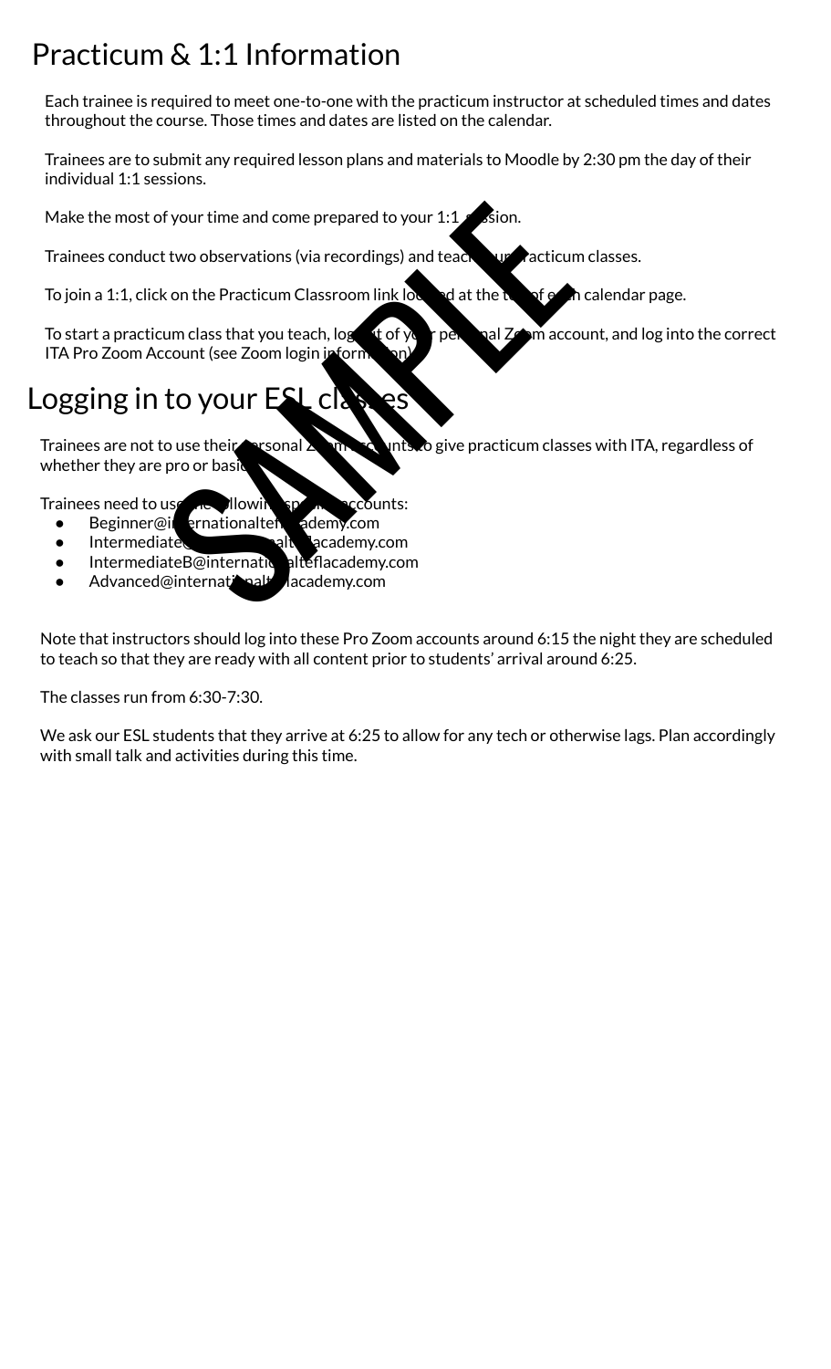# Practicum & 1:1 Information

Each trainee is required to meet one-to-one with the practicum instructor at scheduled times and dates throughout the course. Those times and dates are listed on the calendar.

Trainees are to submit any required lesson plans and materials to Moodle by 2:30 pm the day of their individual 1:1 sessions.

Make the most of your time and come prepared to your 1:1 session.

Trainees conduct two observations (via recordings) and teach four practicum classes.

To join a 1:1, click on the Practicum Classroom link located at the top of each calendar page.

To start a practicum class that you teach, log out of your personal Zoom account, and log into the correct ITA Pro Zoom Account (see Zoom login information).

# Logging in to your ESL classes

Trainees are not to use their personal Zoom accounts to give practicum classes with ITA, regardless of whether they are pro or basic.

Trainees need to use the following specific accounts:

- Beginner@internationalteflacademy.com
- Intermediate@internationalteflacademy.com
- IntermediateB@internationalteflacademy.com
- Advanced@internationalteflacademy.com

Note that instructors should log into these Pro Zoom accounts around 6:15 the night they are scheduled to teach so that they are ready with all content prior to students' arrival around 6:25.

The classes run from 6:30-7:30.

We ask our ESL students that they arrive at 6:25 to allow for any tech or otherwise lags. Plan accordingly with small talk and activities during this time.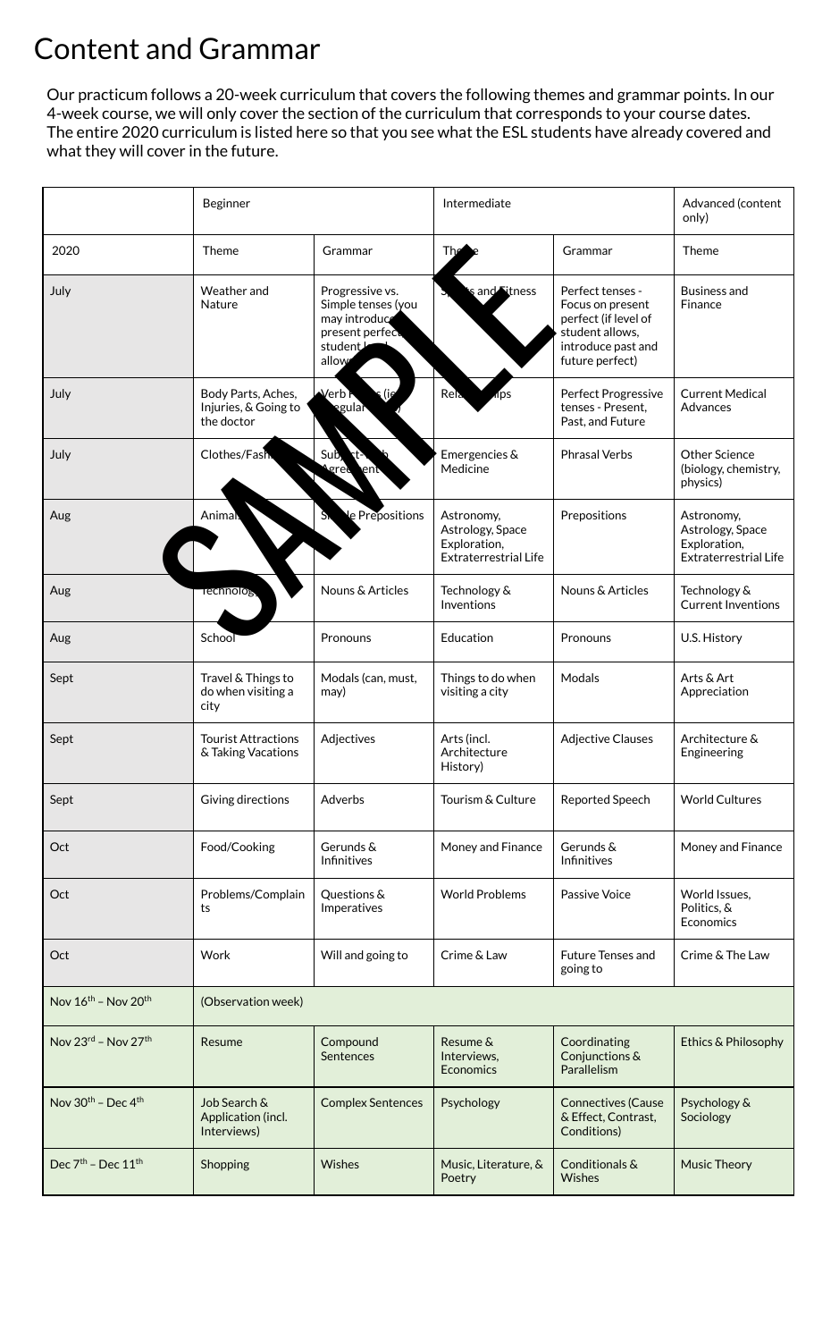# Content and Grammar

Our practicum follows a 20-week curriculum that covers the following themes and grammar points. In our 4-week course, we will only cover the section of the curriculum that corresponds to your course dates. The entire 2020 curriculum is listed here so that you see what the ESL students have already covered and what they will cover in the future.

| | Beginner | | Intermediate | | Advanced (content only) |
|---|---|---|---|---|---|
| 2020 | Theme | Grammar | Theme | Grammar | Theme |
| July | Weather and Nature | Progressive vs. Simple tenses (you may introduce present perfect if student level allows) | Sports and Fitness | Perfect tenses - Focus on present perfect (if level of student allows, introduce past and future perfect) | Business and Finance |
| July | Body Parts, Aches, Injuries, & Going to the doctor | Verb Forms (ie irregular verbs) | Relationships | Perfect Progressive tenses - Present, Past, and Future | Current Medical Advances |
| July | Clothes/Fashion | Subject-Verb Agreement | Emergencies & Medicine | Phrasal Verbs | Other Science (biology, chemistry, physics) |
| Aug | Animals | Simple Prepositions | Astronomy, Astrology, Space Exploration, Extraterrestrial Life | Prepositions | Astronomy, Astrology, Space Exploration, Extraterrestrial Life |
| Aug | Technology | Nouns & Articles | Technology & Inventions | Nouns & Articles | Technology & Current Inventions |
| Aug | School | Pronouns | Education | Pronouns | U.S. History |
| Sept | Travel & Things to do when visiting a city | Modals (can, must, may) | Things to do when visiting a city | Modals | Arts & Art Appreciation |
| Sept | Tourist Attractions & Taking Vacations | Adjectives | Arts (incl. Architecture History) | Adjective Clauses | Architecture & Engineering |
| Sept | Giving directions | Adverbs | Tourism & Culture | Reported Speech | World Cultures |
| Oct | Food/Cooking | Gerunds & Infinitives | Money and Finance | Gerunds & Infinitives | Money and Finance |
| Oct | Problems/Complaints | Questions & Imperatives | World Problems | Passive Voice | World Issues, Politics, & Economics |
| Oct | Work | Will and going to | Crime & Law | Future Tenses and going to | Crime & The Law |
| Nov 16th – Nov 20th | (Observation week) | | | | |
| Nov 23rd – Nov 27th | Resume | Compound Sentences | Resume & Interviews, Economics | Coordinating Conjunctions & Parallelism | Ethics & Philosophy |
| Nov 30th – Dec 4th | Job Search & Application (incl. Interviews) | Complex Sentences | Psychology | Connectives (Cause & Effect, Contrast, Conditions) | Psychology & Sociology |
| Dec 7th – Dec 11th | Shopping | Wishes | Music, Literature, & Poetry | Conditionals & Wishes | Music Theory |